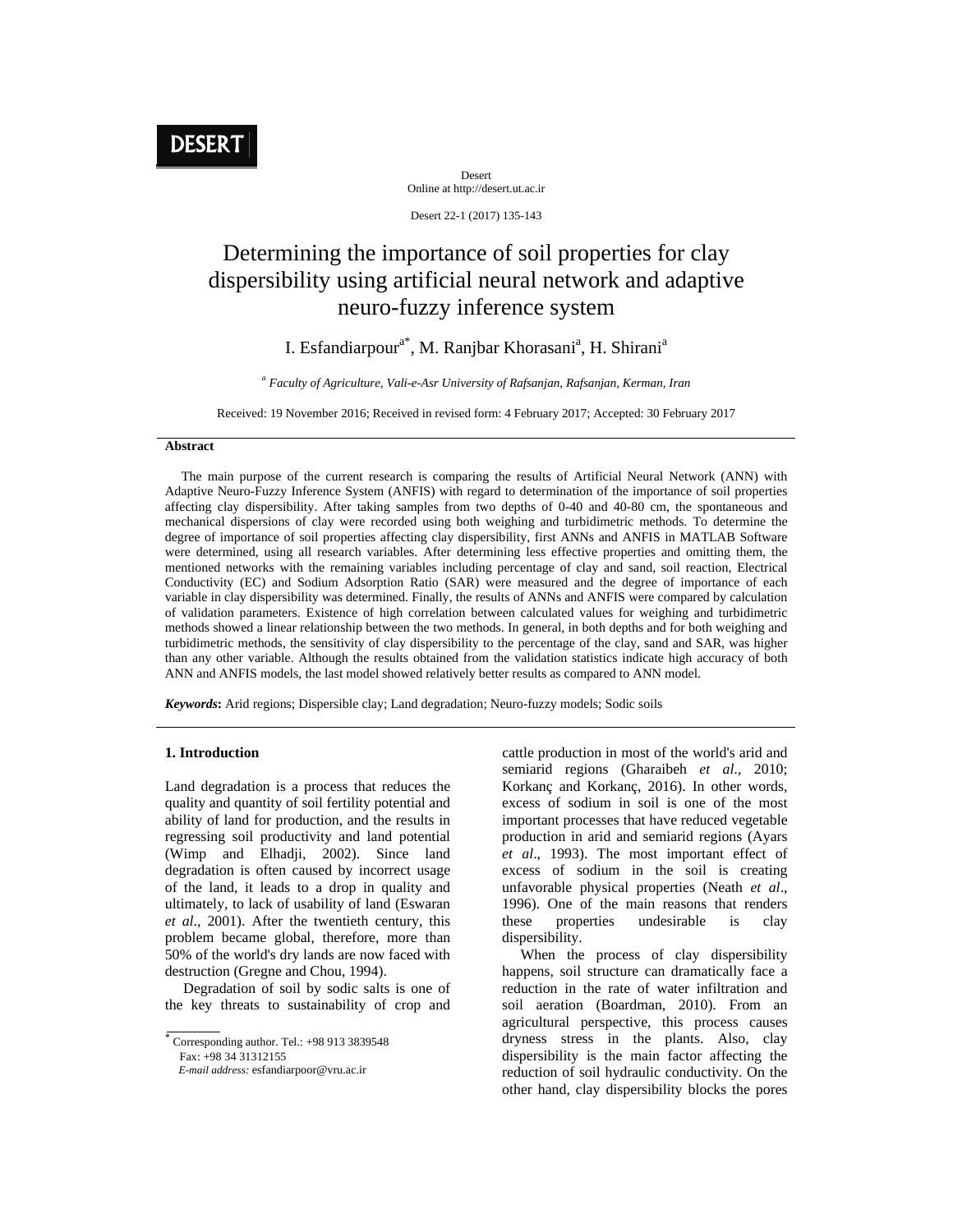DESERT

Desert
Online at http://desert.ut.ac.ir

Desert 22-1 (2017) 135-143

# Determining the importance of soil properties for clay dispersibility using artificial neural network and adaptive neuro-fuzzy inference system

I. Esfandiarpour[a*], M. Ranjbar Khorasani[a], H. Shirani[a]

[a] *Faculty of Agriculture, Vali-e-Asr University of Rafsanjan, Rafsanjan, Kerman, Iran*

Received: 19 November 2016; Received in revised form: 4 February 2017; Accepted: 30 February 2017

## Abstract

The main purpose of the current research is comparing the results of Artificial Neural Network (ANN) with Adaptive Neuro-Fuzzy Inference System (ANFIS) with regard to determination of the importance of soil properties affecting clay dispersibility. After taking samples from two depths of 0-40 and 40-80 cm, the spontaneous and mechanical dispersions of clay were recorded using both weighing and turbidimetric methods. To determine the degree of importance of soil properties affecting clay dispersibility, first ANNs and ANFIS in MATLAB Software were determined, using all research variables. After determining less effective properties and omitting them, the mentioned networks with the remaining variables including percentage of clay and sand, soil reaction, Electrical Conductivity (EC) and Sodium Adsorption Ratio (SAR) were measured and the degree of importance of each variable in clay dispersibility was determined. Finally, the results of ANNs and ANFIS were compared by calculation of validation parameters. Existence of high correlation between calculated values for weighing and turbidimetric methods showed a linear relationship between the two methods. In general, in both depths and for both weighing and turbidimetric methods, the sensitivity of clay dispersibility to the percentage of the clay, sand and SAR, was higher than any other variable. Although the results obtained from the validation statistics indicate high accuracy of both ANN and ANFIS models, the last model showed relatively better results as compared to ANN model.

***Keywords*:** Arid regions; Dispersible clay; Land degradation; Neuro-fuzzy models; Sodic soils

## 1. Introduction

Land degradation is a process that reduces the quality and quantity of soil fertility potential and ability of land for production, and the results in regressing soil productivity and land potential (Wimp and Elhadji, 2002). Since land degradation is often caused by incorrect usage of the land, it leads to a drop in quality and ultimately, to lack of usability of land (Eswaran *et al*., 2001). After the twentieth century, this problem became global, therefore, more than 50% of the world's dry lands are now faced with destruction (Gregne and Chou, 1994).

Degradation of soil by sodic salts is one of the key threats to sustainability of crop and cattle production in most of the world's arid and semiarid regions (Gharaibeh *et al*., 2010; Korkanç and Korkanç, 2016). In other words, excess of sodium in soil is one of the most important processes that have reduced vegetable production in arid and semiarid regions (Ayars *et al*., 1993). The most important effect of excess of sodium in the soil is creating unfavorable physical properties (Neath *et al*., 1996). One of the main reasons that renders these properties undesirable is clay dispersibility.

When the process of clay dispersibility happens, soil structure can dramatically face a reduction in the rate of water infiltration and soil aeration (Boardman, 2010). From an agricultural perspective, this process causes dryness stress in the plants. Also, clay dispersibility is the main factor affecting the reduction of soil hydraulic conductivity. On the other hand, clay dispersibility blocks the pores

* Corresponding author. Tel.: +98 913 3839548
Fax: +98 34 31312155
*E-mail address:* esfandiarpoor@vru.ac.ir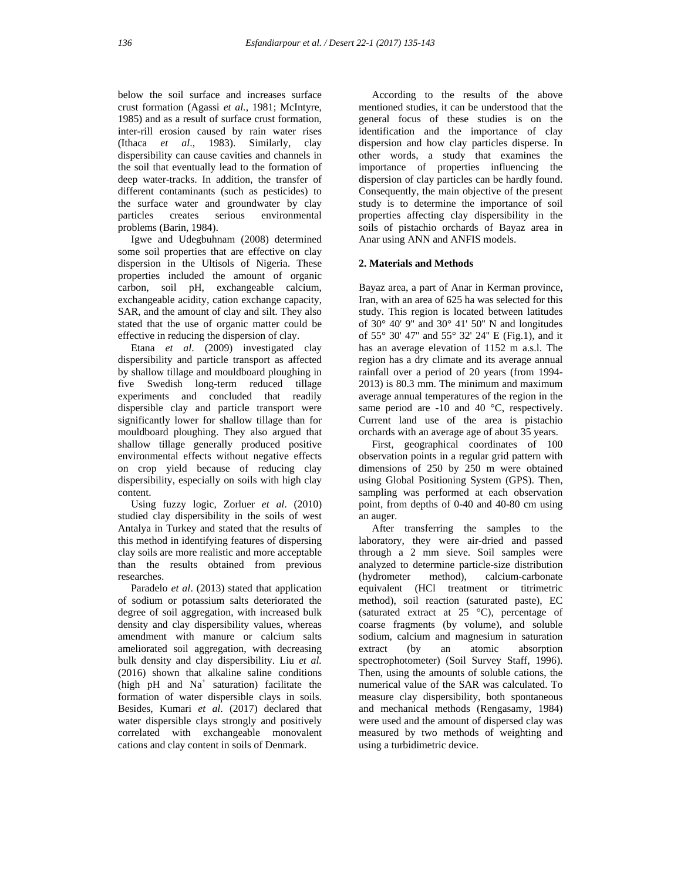below the soil surface and increases surface crust formation (Agassi *et al.*, 1981; McIntyre, 1985) and as a result of surface crust formation, inter-rill erosion caused by rain water rises (Ithaca *et al*., 1983). Similarly, clay dispersibility can cause cavities and channels in the soil that eventually lead to the formation of deep water-tracks. In addition, the transfer of different contaminants (such as pesticides) to the surface water and groundwater by clay particles creates serious environmental problems (Barin, 1984).

Igwe and Udegbuhnam (2008) determined some soil properties that are effective on clay dispersion in the Ultisols of Nigeria. These properties included the amount of organic carbon, soil pH, exchangeable calcium, exchangeable acidity, cation exchange capacity, SAR, and the amount of clay and silt. They also stated that the use of organic matter could be effective in reducing the dispersion of clay.

Etana *et al*. (2009) investigated clay dispersibility and particle transport as affected by shallow tillage and mouldboard ploughing in five Swedish long-term reduced tillage experiments and concluded that readily dispersible clay and particle transport were significantly lower for shallow tillage than for mouldboard ploughing. They also argued that shallow tillage generally produced positive environmental effects without negative effects on crop yield because of reducing clay dispersibility, especially on soils with high clay content.

Using fuzzy logic, Zorluer *et al*. (2010) studied clay dispersibility in the soils of west Antalya in Turkey and stated that the results of this method in identifying features of dispersing clay soils are more realistic and more acceptable than the results obtained from previous researches.

Paradelo *et al*. (2013) stated that application of sodium or potassium salts deteriorated the degree of soil aggregation, with increased bulk density and clay dispersibility values, whereas amendment with manure or calcium salts ameliorated soil aggregation, with decreasing bulk density and clay dispersibility. Liu *et al.* (2016) shown that alkaline saline conditions (high pH and $Na^+$ saturation) facilitate the formation of water dispersible clays in soils. Besides, Kumari *et al*. (2017) declared that water dispersible clays strongly and positively correlated with exchangeable monovalent cations and clay content in soils of Denmark.

According to the results of the above mentioned studies, it can be understood that the general focus of these studies is on the identification and the importance of clay dispersion and how clay particles disperse. In other words, a study that examines the importance of properties influencing the dispersion of clay particles can be hardly found. Consequently, the main objective of the present study is to determine the importance of soil properties affecting clay dispersibility in the soils of pistachio orchards of Bayaz area in Anar using ANN and ANFIS models.

## 2. Materials and Methods

Bayaz area, a part of Anar in Kerman province, Iran, with an area of 625 ha was selected for this study. This region is located between latitudes of 30° 40' 9" and 30° 41' 50" N and longitudes of 55° 30' 47" and 55° 32' 24" E (Fig.1), and it has an average elevation of 1152 m a.s.l. The region has a dry climate and its average annual rainfall over a period of 20 years (from 1994-2013) is 80.3 mm. The minimum and maximum average annual temperatures of the region in the same period are -10 and 40 °C, respectively. Current land use of the area is pistachio orchards with an average age of about 35 years.

First, geographical coordinates of 100 observation points in a regular grid pattern with dimensions of 250 by 250 m were obtained using Global Positioning System (GPS). Then, sampling was performed at each observation point, from depths of 0-40 and 40-80 cm using an auger.

After transferring the samples to the laboratory, they were air-dried and passed through a 2 mm sieve. Soil samples were analyzed to determine particle-size distribution (hydrometer method), calcium-carbonate equivalent (HCl treatment or titrimetric method), soil reaction (saturated paste), EC (saturated extract at 25 °C), percentage of coarse fragments (by volume), and soluble sodium, calcium and magnesium in saturation extract (by an atomic absorption spectrophotometer) (Soil Survey Staff, 1996). Then, using the amounts of soluble cations, the numerical value of the SAR was calculated. To measure clay dispersibility, both spontaneous and mechanical methods (Rengasamy, 1984) were used and the amount of dispersed clay was measured by two methods of weighting and using a turbidimetric device.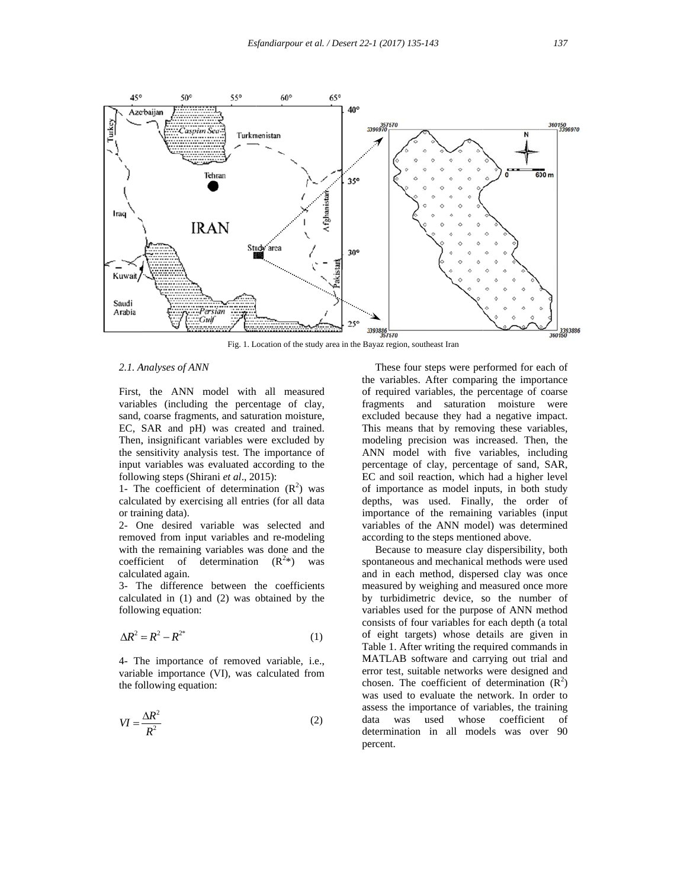Fig. 1. Location of the study area in the Bayaz region, southeast Iran

### 2.1. Analyses of ANN

First, the ANN model with all measured variables (including the percentage of clay, sand, coarse fragments, and saturation moisture, EC, SAR and pH) was created and trained. Then, insignificant variables were excluded by the sensitivity analysis test. The importance of input variables was evaluated according to the following steps (Shirani *et al*., 2015):

1- The coefficient of determination ($R^2$) was calculated by exercising all entries (for all data or training data).

2- One desired variable was selected and removed from input variables and re-modeling with the remaining variables was done and the coefficient of determination ($R^{2*}$) was calculated again.

3- The difference between the coefficients calculated in (1) and (2) was obtained by the following equation:

$$\Delta R^2 = R^2 - R^{2*} \quad (1)$$

4- The importance of removed variable, i.e., variable importance (VI), was calculated from the following equation:

$$VI = \frac{\Delta R^2}{R^2} \quad (2)$$

These four steps were performed for each of the variables. After comparing the importance of required variables, the percentage of coarse fragments and saturation moisture were excluded because they had a negative impact. This means that by removing these variables, modeling precision was increased. Then, the ANN model with five variables, including percentage of clay, percentage of sand, SAR, EC and soil reaction, which had a higher level of importance as model inputs, in both study depths, was used. Finally, the order of importance of the remaining variables (input variables of the ANN model) was determined according to the steps mentioned above.

Because to measure clay dispersibility, both spontaneous and mechanical methods were used and in each method, dispersed clay was once measured by weighing and measured once more by turbidimetric device, so the number of variables used for the purpose of ANN method consists of four variables for each depth (a total of eight targets) whose details are given in Table 1. After writing the required commands in MATLAB software and carrying out trial and error test, suitable networks were designed and chosen. The coefficient of determination ($R^2$) was used to evaluate the network. In order to assess the importance of variables, the training data was used whose coefficient of determination in all models was over 90 percent.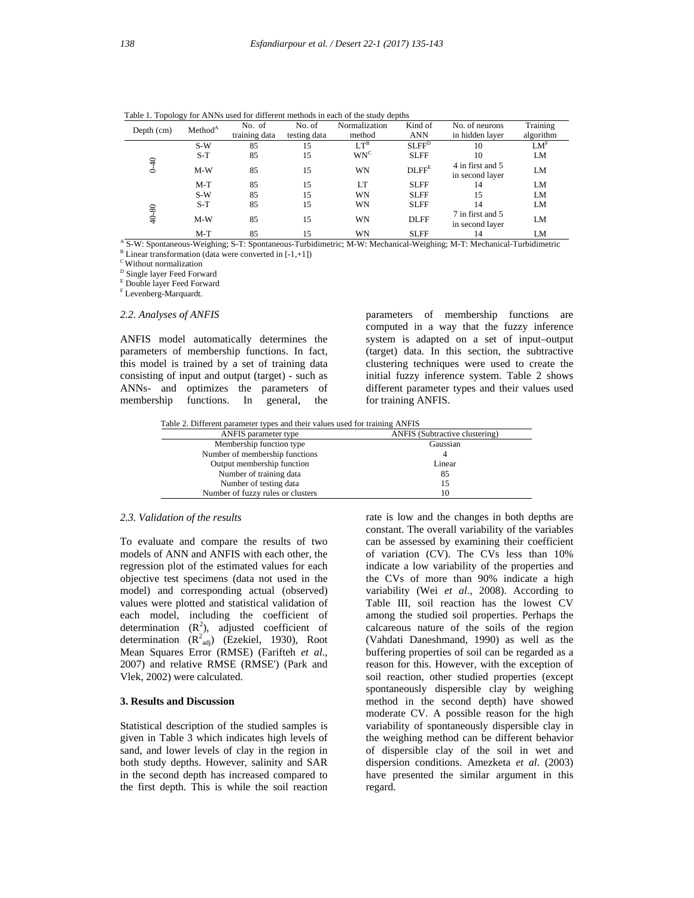Table 1. Topology for ANNs used for different methods in each of the study depths

| Depth (cm) | Method[A] | No. of training data | No. of testing data | Normalization method | Kind of ANN | No. of neurons in hidden layer | Training algorithm |
|---|---|---|---|---|---|---|---|
| 0-40 | S-W | 85 | 15 | LT[B] | SLFF[D] | 10 | LM[F] |
| | S-T | 85 | 15 | WN[C] | SLFF | 10 | LM |
| | M-W | 85 | 15 | WN | DLFF[E] | 4 in first and 5 in second layer | LM |
| | M-T | 85 | 15 | LT | SLFF | 14 | LM |
| 40-80 | S-W | 85 | 15 | WN | SLFF | 15 | LM |
| | S-T | 85 | 15 | WN | SLFF | 14 | LM |
| | M-W | 85 | 15 | WN | DLFF | 7 in first and 5 in second layer | LM |
| | M-T | 85 | 15 | WN | SLFF | 14 | LM |

[A] S-W: Spontaneous-Weighing; S-T: Spontaneous-Turbidimetric; M-W: Mechanical-Weighing; M-T: Mechanical-Turbidimetric
[B] Linear transformation (data were converted in [-1,+1])
[C] Without normalization
[D] Single layer Feed Forward
[E] Double layer Feed Forward
[F] Levenberg-Marquardt.

### 2.2. Analyses of ANFIS

ANFIS model automatically determines the parameters of membership functions. In fact, this model is trained by a set of training data consisting of input and output (target) - such as ANNs- and optimizes the parameters of membership functions. In general, the parameters of membership functions are computed in a way that the fuzzy inference system is adapted on a set of input–output (target) data. In this section, the subtractive clustering techniques were used to create the initial fuzzy inference system. Table 2 shows different parameter types and their values used for training ANFIS.

Table 2. Different parameter types and their values used for training ANFIS

| ANFIS parameter type | ANFIS (Subtractive clustering) |
|---|---|
| Membership function type | Gaussian |
| Number of membership functions | 4 |
| Output membership function | Linear |
| Number of training data | 85 |
| Number of testing data | 15 |
| Number of fuzzy rules or clusters | 10 |

### 2.3. Validation of the results

To evaluate and compare the results of two models of ANN and ANFIS with each other, the regression plot of the estimated values for each objective test specimens (data not used in the model) and corresponding actual (observed) values were plotted and statistical validation of each model, including the coefficient of determination ($R^2$), adjusted coefficient of determination ($R^2_{adj}$) (Ezekiel, 1930), Root Mean Squares Error (RMSE) (Farifteh *et al*., 2007) and relative RMSE (RMSE') (Park and Vlek, 2002) were calculated.

## 3. Results and Discussion

Statistical description of the studied samples is given in Table 3 which indicates high levels of sand, and lower levels of clay in the region in both study depths. However, salinity and SAR in the second depth has increased compared to the first depth. This is while the soil reaction rate is low and the changes in both depths are constant. The overall variability of the variables can be assessed by examining their coefficient of variation (CV). The CVs less than 10% indicate a low variability of the properties and the CVs of more than 90% indicate a high variability (Wei *et al*., 2008). According to Table III, soil reaction has the lowest CV among the studied soil properties. Perhaps the calcareous nature of the soils of the region (Vahdati Daneshmand, 1990) as well as the buffering properties of soil can be regarded as a reason for this. However, with the exception of soil reaction, other studied properties (except spontaneously dispersible clay by weighing method in the second depth) have showed moderate CV. A possible reason for the high variability of spontaneously dispersible clay in the weighing method can be different behavior of dispersible clay of the soil in wet and dispersion conditions. Amezketa *et al*. (2003) have presented the similar argument in this regard.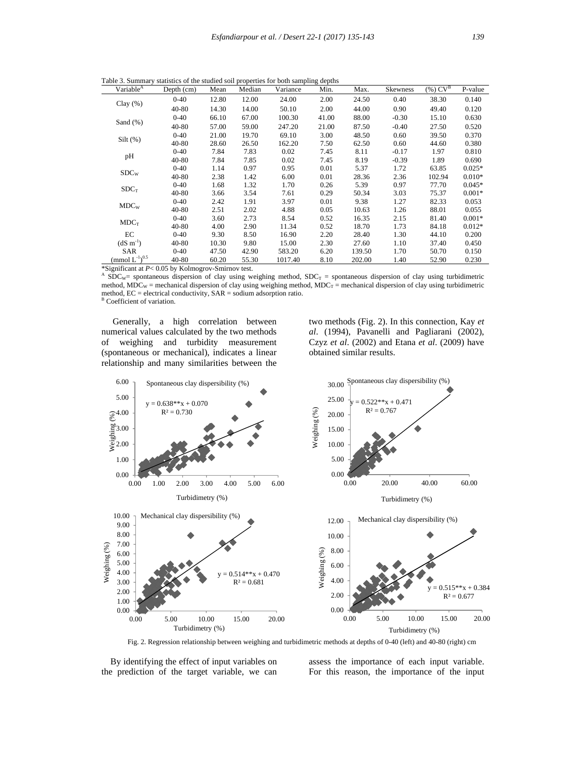Table 3. Summary statistics of the studied soil properties for both sampling depths

| Variable[A] | Depth (cm) | Mean | Median | Variance | Min. | Max. | Skewness | (%) CV[B] | P-value |
|---|---|---|---|---|---|---|---|---|---|
| Clay (%) | 0-40 | 12.80 | 12.00 | 24.00 | 2.00 | 24.50 | 0.40 | 38.30 | 0.140 |
| | 40-80 | 14.30 | 14.00 | 50.10 | 2.00 | 44.00 | 0.90 | 49.40 | 0.120 |
| Sand (%) | 0-40 | 66.10 | 67.00 | 100.30 | 41.00 | 88.00 | -0.30 | 15.10 | 0.630 |
| | 40-80 | 57.00 | 59.00 | 247.20 | 21.00 | 87.50 | -0.40 | 27.50 | 0.520 |
| Silt (%) | 0-40 | 21.00 | 19.70 | 69.10 | 3.00 | 48.50 | 0.60 | 39.50 | 0.370 |
| | 40-80 | 28.60 | 26.50 | 162.20 | 7.50 | 62.50 | 0.60 | 44.60 | 0.380 |
| pH | 0-40 | 7.84 | 7.83 | 0.02 | 7.45 | 8.11 | -0.17 | 1.97 | 0.810 |
| | 40-80 | 7.84 | 7.85 | 0.02 | 7.45 | 8.19 | -0.39 | 1.89 | 0.690 |
| $SDC_W$ | 0-40 | 1.14 | 0.97 | 0.95 | 0.01 | 5.37 | 1.72 | 63.85 | 0.025* |
| | 40-80 | 2.38 | 1.42 | 6.00 | 0.01 | 28.36 | 2.36 | 102.94 | 0.010* |
| $SDC_T$ | 0-40 | 1.68 | 1.32 | 1.70 | 0.26 | 5.39 | 0.97 | 77.70 | 0.045* |
| | 40-80 | 3.66 | 3.54 | 7.61 | 0.29 | 50.34 | 3.03 | 75.37 | 0.001* |
| $MDC_W$ | 0-40 | 2.42 | 1.91 | 3.97 | 0.01 | 9.38 | 1.27 | 82.33 | 0.053 |
| | 40-80 | 2.51 | 2.02 | 4.88 | 0.05 | 10.63 | 1.26 | 88.01 | 0.055 |
| $MDC_T$ | 0-40 | 3.60 | 2.73 | 8.54 | 0.52 | 16.35 | 2.15 | 81.40 | 0.001* |
| | 40-80 | 4.00 | 2.90 | 11.34 | 0.52 | 18.70 | 1.73 | 84.18 | 0.012* |
| EC ($dS\ m^{-1}$) | 0-40 | 9.30 | 8.50 | 16.90 | 2.20 | 28.40 | 1.30 | 44.10 | 0.200 |
| | 40-80 | 10.30 | 9.80 | 15.00 | 2.30 | 27.60 | 1.10 | 37.40 | 0.450 |
| SAR ($(mmol\ L^{-1})^{0.5}$) | 0-40 | 47.50 | 42.90 | 583.20 | 6.20 | 139.50 | 1.70 | 50.70 | 0.150 |
| | 40-80 | 60.20 | 55.30 | 1017.40 | 8.10 | 202.00 | 1.40 | 52.90 | 0.230 |

*Significant at $P < 0.05$ by Kolmogrov-Smirnov test.
[A] $SDC_W$ = spontaneous dispersion of clay using weighing method, $SDC_T$ = spontaneous dispersion of clay using turbidimetric method, $MDC_W$ = mechanical dispersion of clay using weighing method, $MDC_T$ = mechanical dispersion of clay using turbidimetric method, EC = electrical conductivity, SAR = sodium adsorption ratio.
[B] Coefficient of variation.

Generally, a high correlation between numerical values calculated by the two methods of weighing and turbidity measurement (spontaneous or mechanical), indicates a linear relationship and many similarities between the two methods (Fig. 2). In this connection, Kay *et al*. (1994), Pavanelli and Pagliarani (2002), Czyz *et al*. (2002) and Etana *et al*. (2009) have obtained similar results.

Fig. 2. Regression relationship between weighing and turbidimetric methods at depths of 0-40 (left) and 40-80 (right) cm

By identifying the effect of input variables on the prediction of the target variable, we can assess the importance of each input variable. For this reason, the importance of the input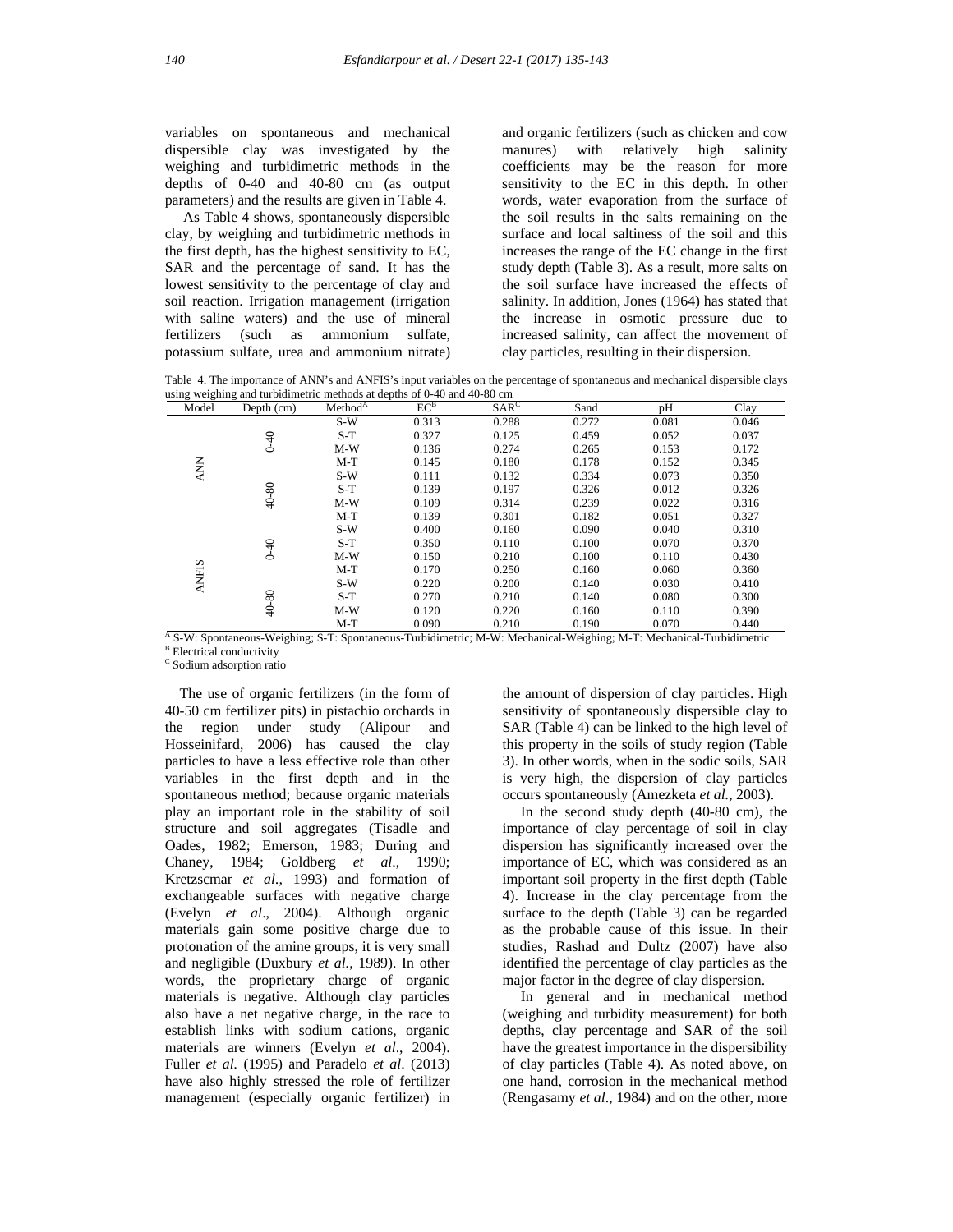variables on spontaneous and mechanical dispersible clay was investigated by the weighing and turbidimetric methods in the depths of 0-40 and 40-80 cm (as output parameters) and the results are given in Table 4.

As Table 4 shows, spontaneously dispersible clay, by weighing and turbidimetric methods in the first depth, has the highest sensitivity to EC, SAR and the percentage of sand. It has the lowest sensitivity to the percentage of clay and soil reaction. Irrigation management (irrigation with saline waters) and the use of mineral fertilizers (such as ammonium sulfate, potassium sulfate, urea and ammonium nitrate) and organic fertilizers (such as chicken and cow manures) with relatively high salinity coefficients may be the reason for more sensitivity to the EC in this depth. In other words, water evaporation from the surface of the soil results in the salts remaining on the surface and local saltiness of the soil and this increases the range of the EC change in the first study depth (Table 3). As a result, more salts on the soil surface have increased the effects of salinity. In addition, Jones (1964) has stated that the increase in osmotic pressure due to increased salinity, can affect the movement of clay particles, resulting in their dispersion.

Table 4. The importance of ANN's and ANFIS's input variables on the percentage of spontaneous and mechanical dispersible clays using weighing and turbidimetric methods at depths of 0-40 and 40-80 cm

| Model | Depth (cm) | Method[A] | EC[B] | SAR[C] | Sand | pH | Clay |
|---|---|---|---|---|---|---|---|
| ANN | 0-40 | S-W | 0.313 | 0.288 | 0.272 | 0.081 | 0.046 |
| | | S-T | 0.327 | 0.125 | 0.459 | 0.052 | 0.037 |
| | | M-W | 0.136 | 0.274 | 0.265 | 0.153 | 0.172 |
| | | M-T | 0.145 | 0.180 | 0.178 | 0.152 | 0.345 |
| | 40-80 | S-W | 0.111 | 0.132 | 0.334 | 0.073 | 0.350 |
| | | S-T | 0.139 | 0.197 | 0.326 | 0.012 | 0.326 |
| | | M-W | 0.109 | 0.314 | 0.239 | 0.022 | 0.316 |
| | | M-T | 0.139 | 0.301 | 0.182 | 0.051 | 0.327 |
| ANFIS | 0-40 | S-W | 0.400 | 0.160 | 0.090 | 0.040 | 0.310 |
| | | S-T | 0.350 | 0.110 | 0.100 | 0.070 | 0.370 |
| | | M-W | 0.150 | 0.210 | 0.100 | 0.110 | 0.430 |
| | | M-T | 0.170 | 0.250 | 0.160 | 0.060 | 0.360 |
| | 40-80 | S-W | 0.220 | 0.200 | 0.140 | 0.030 | 0.410 |
| | | S-T | 0.270 | 0.210 | 0.140 | 0.080 | 0.300 |
| | | M-W | 0.120 | 0.220 | 0.160 | 0.110 | 0.390 |
| | | M-T | 0.090 | 0.210 | 0.190 | 0.070 | 0.440 |

[A] S-W: Spontaneous-Weighing; S-T: Spontaneous-Turbidimetric; M-W: Mechanical-Weighing; M-T: Mechanical-Turbidimetric
[B] Electrical conductivity
[C] Sodium adsorption ratio

The use of organic fertilizers (in the form of 40-50 cm fertilizer pits) in pistachio orchards in the region under study (Alipour and Hosseinifard, 2006) has caused the clay particles to have a less effective role than other variables in the first depth and in the spontaneous method; because organic materials play an important role in the stability of soil structure and soil aggregates (Tisadle and Oades, 1982; Emerson, 1983; During and Chaney, 1984; Goldberg *et al*., 1990; Kretzscmar *et al*., 1993) and formation of exchangeable surfaces with negative charge (Evelyn *et al*., 2004). Although organic materials gain some positive charge due to protonation of the amine groups, it is very small and negligible (Duxbury *et al.*, 1989). In other words, the proprietary charge of organic materials is negative. Although clay particles also have a net negative charge, in the race to establish links with sodium cations, organic materials are winners (Evelyn *et al*., 2004). Fuller *et al.* (1995) and Paradelo *et al*. (2013) have also highly stressed the role of fertilizer management (especially organic fertilizer) in the amount of dispersion of clay particles. High sensitivity of spontaneously dispersible clay to SAR (Table 4) can be linked to the high level of this property in the soils of study region (Table 3). In other words, when in the sodic soils, SAR is very high, the dispersion of clay particles occurs spontaneously (Amezketa *et al.,* 2003).

In the second study depth (40-80 cm), the importance of clay percentage of soil in clay dispersion has significantly increased over the importance of EC, which was considered as an important soil property in the first depth (Table 4). Increase in the clay percentage from the surface to the depth (Table 3) can be regarded as the probable cause of this issue. In their studies, Rashad and Dultz (2007) have also identified the percentage of clay particles as the major factor in the degree of clay dispersion.

In general and in mechanical method (weighing and turbidity measurement) for both depths, clay percentage and SAR of the soil have the greatest importance in the dispersibility of clay particles (Table 4). As noted above, on one hand, corrosion in the mechanical method (Rengasamy *et al*., 1984) and on the other, more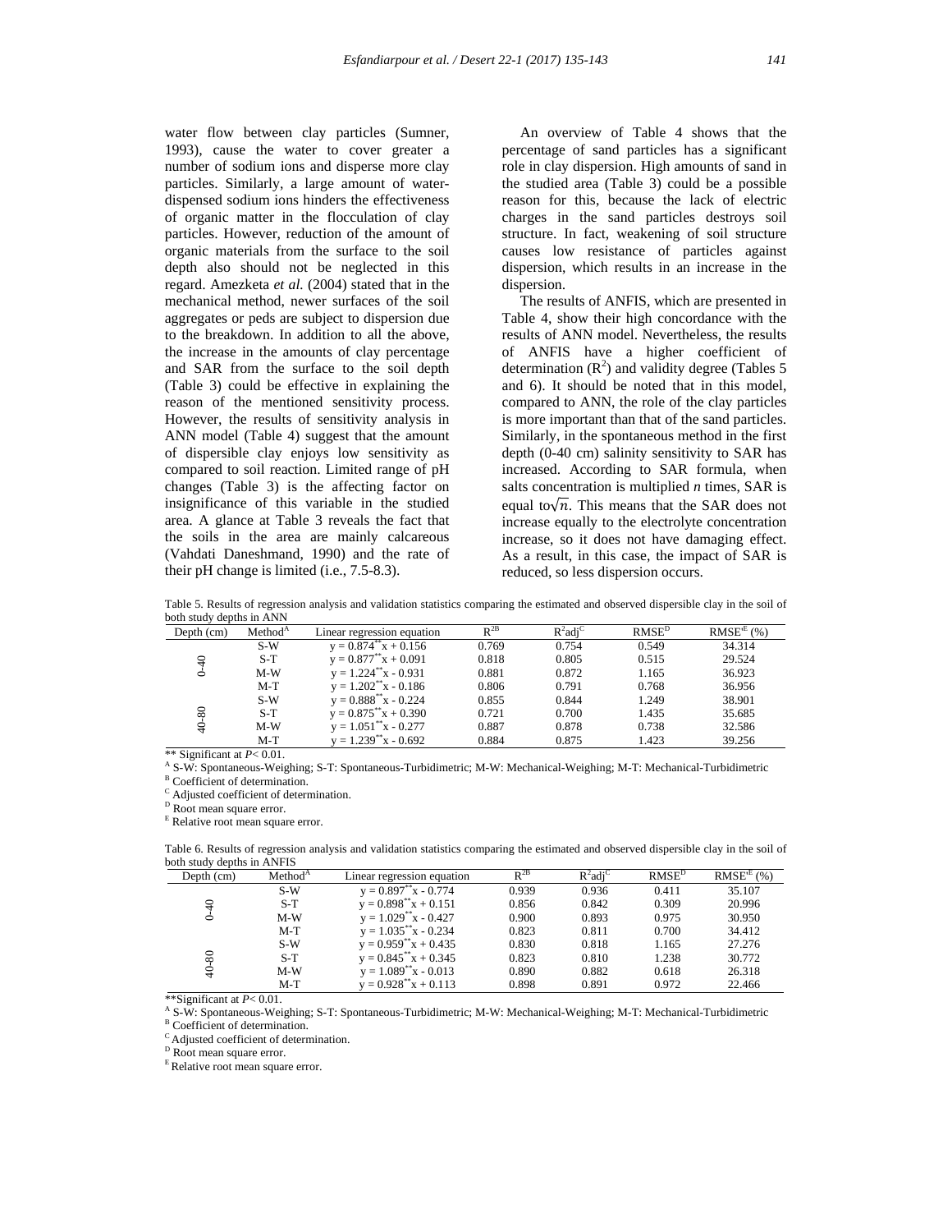water flow between clay particles (Sumner, 1993), cause the water to cover greater a number of sodium ions and disperse more clay particles. Similarly, a large amount of water-dispensed sodium ions hinders the effectiveness of organic matter in the flocculation of clay particles. However, reduction of the amount of organic materials from the surface to the soil depth also should not be neglected in this regard. Amezketa *et al.* (2004) stated that in the mechanical method, newer surfaces of the soil aggregates or peds are subject to dispersion due to the breakdown. In addition to all the above, the increase in the amounts of clay percentage and SAR from the surface to the soil depth (Table 3) could be effective in explaining the reason of the mentioned sensitivity process. However, the results of sensitivity analysis in ANN model (Table 4) suggest that the amount of dispersible clay enjoys low sensitivity as compared to soil reaction. Limited range of pH changes (Table 3) is the affecting factor on insignificance of this variable in the studied area. A glance at Table 3 reveals the fact that the soils in the area are mainly calcareous (Vahdati Daneshmand, 1990) and the rate of their pH change is limited (i.e., 7.5-8.3).

An overview of Table 4 shows that the percentage of sand particles has a significant role in clay dispersion. High amounts of sand in the studied area (Table 3) could be a possible reason for this, because the lack of electric charges in the sand particles destroys soil structure. In fact, weakening of soil structure causes low resistance of particles against dispersion, which results in an increase in the dispersion.

The results of ANFIS, which are presented in Table 4, show their high concordance with the results of ANN model. Nevertheless, the results of ANFIS have a higher coefficient of determination ($R^2$) and validity degree (Tables 5 and 6). It should be noted that in this model, compared to ANN, the role of the clay particles is more important than that of the sand particles. Similarly, in the spontaneous method in the first depth (0-40 cm) salinity sensitivity to SAR has increased. According to SAR formula, when salts concentration is multiplied *n* times, SAR is equal to $\sqrt{n}$. This means that the SAR does not increase equally to the electrolyte concentration increase, so it does not have damaging effect. As a result, in this case, the impact of SAR is reduced, so less dispersion occurs.

Table 5. Results of regression analysis and validation statistics comparing the estimated and observed dispersible clay in the soil of both study depths in ANN

| Depth (cm) | Method[A] | Linear regression equation | $R^2$ [B] | $R^2adj$ [C] | RMSE[D] | RMSE'[E] (%) |
|---|---|---|---|---|---|---|
| 0-40 | S-W | $y = 0.874^{**}x + 0.156$ | 0.769 | 0.754 | 0.549 | 34.314 |
| | S-T | $y = 0.877^{**}x + 0.091$ | 0.818 | 0.805 | 0.515 | 29.524 |
| | M-W | $y = 1.224^{**}x - 0.931$ | 0.881 | 0.872 | 1.165 | 36.923 |
| | M-T | $y = 1.202^{**}x - 0.186$ | 0.806 | 0.791 | 0.768 | 36.956 |
| 40-80 | S-W | $y = 0.888^{**}x - 0.224$ | 0.855 | 0.844 | 1.249 | 38.901 |
| | S-T | $y = 0.875^{**}x + 0.390$ | 0.721 | 0.700 | 1.435 | 35.685 |
| | M-W | $y = 1.051^{**}x - 0.277$ | 0.887 | 0.878 | 0.738 | 32.586 |
| | M-T | $y = 1.239^{**}x - 0.692$ | 0.884 | 0.875 | 1.423 | 39.256 |

** Significant at $P < 0.01$.
[A] S-W: Spontaneous-Weighing; S-T: Spontaneous-Turbidimetric; M-W: Mechanical-Weighing; M-T: Mechanical-Turbidimetric
[B] Coefficient of determination.
[C] Adjusted coefficient of determination.
[D] Root mean square error.
[E] Relative root mean square error.

Table 6. Results of regression analysis and validation statistics comparing the estimated and observed dispersible clay in the soil of both study depths in ANFIS

| Depth (cm) | Method[A] | Linear regression equation | $R^2$ [B] | $R^2adj$ [C] | RMSE[D] | RMSE'[E] (%) |
|---|---|---|---|---|---|---|
| 0-40 | S-W | $y = 0.897^{**}x - 0.774$ | 0.939 | 0.936 | 0.411 | 35.107 |
| | S-T | $y = 0.898^{**}x + 0.151$ | 0.856 | 0.842 | 0.309 | 20.996 |
| | M-W | $y = 1.029^{**}x - 0.427$ | 0.900 | 0.893 | 0.975 | 30.950 |
| | M-T | $y = 1.035^{**}x - 0.234$ | 0.823 | 0.811 | 0.700 | 34.412 |
| 40-80 | S-W | $y = 0.959^{**}x + 0.435$ | 0.830 | 0.818 | 1.165 | 27.276 |
| | S-T | $y = 0.845^{**}x + 0.345$ | 0.823 | 0.810 | 1.238 | 30.772 |
| | M-W | $y = 1.089^{**}x - 0.013$ | 0.890 | 0.882 | 0.618 | 26.318 |
| | M-T | $y = 0.928^{**}x + 0.113$ | 0.898 | 0.891 | 0.972 | 22.466 |

**Significant at $P < 0.01$.
[A] S-W: Spontaneous-Weighing; S-T: Spontaneous-Turbidimetric; M-W: Mechanical-Weighing; M-T: Mechanical-Turbidimetric
[B] Coefficient of determination.
[C] Adjusted coefficient of determination.
[D] Root mean square error.
[E] Relative root mean square error.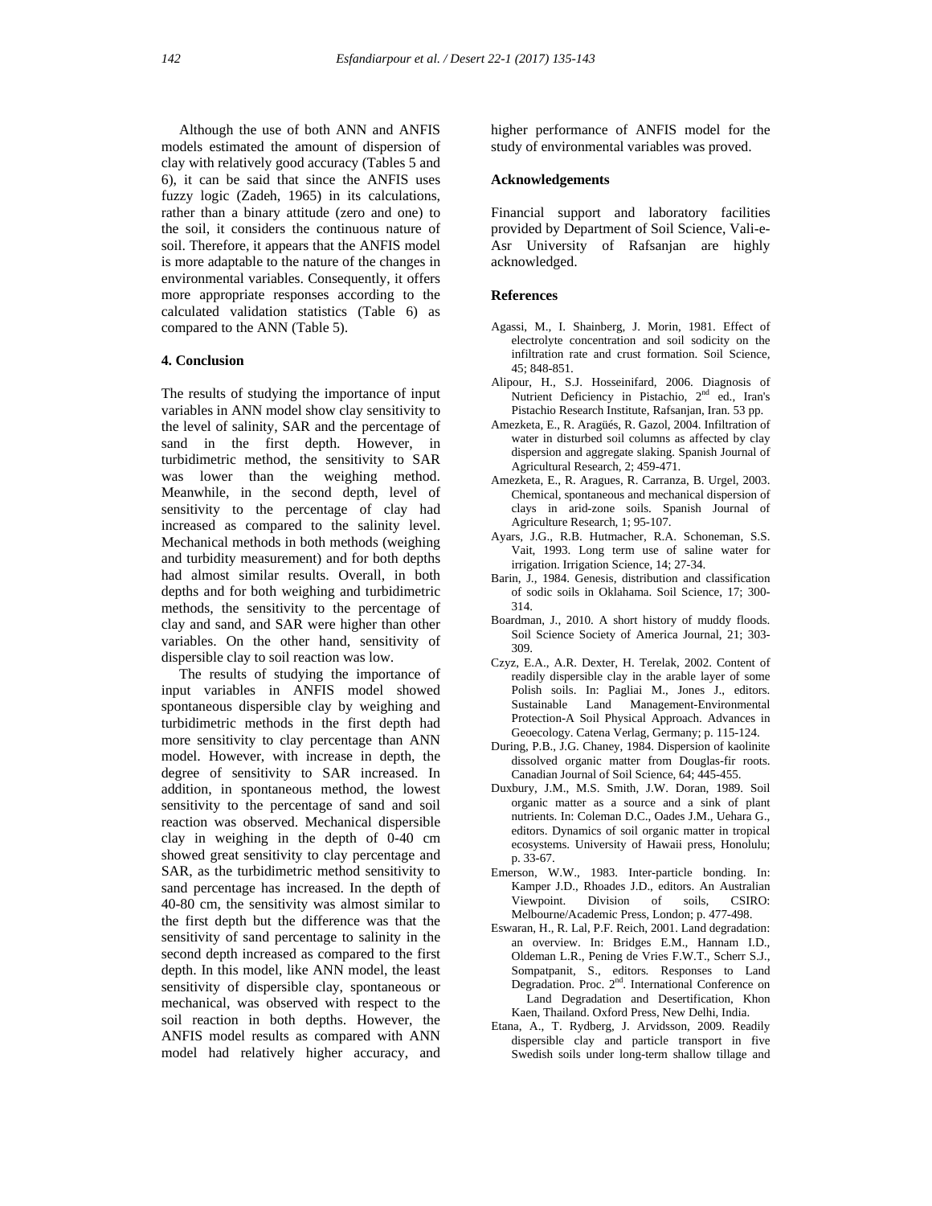Although the use of both ANN and ANFIS models estimated the amount of dispersion of clay with relatively good accuracy (Tables 5 and 6), it can be said that since the ANFIS uses fuzzy logic (Zadeh, 1965) in its calculations, rather than a binary attitude (zero and one) to the soil, it considers the continuous nature of soil. Therefore, it appears that the ANFIS model is more adaptable to the nature of the changes in environmental variables. Consequently, it offers more appropriate responses according to the calculated validation statistics (Table 6) as compared to the ANN (Table 5).

## 4. Conclusion

The results of studying the importance of input variables in ANN model show clay sensitivity to the level of salinity, SAR and the percentage of sand in the first depth. However, in turbidimetric method, the sensitivity to SAR was lower than the weighing method. Meanwhile, in the second depth, level of sensitivity to the percentage of clay had increased as compared to the salinity level. Mechanical methods in both methods (weighing and turbidity measurement) and for both depths had almost similar results. Overall, in both depths and for both weighing and turbidimetric methods, the sensitivity to the percentage of clay and sand, and SAR were higher than other variables. On the other hand, sensitivity of dispersible clay to soil reaction was low.

The results of studying the importance of input variables in ANFIS model showed spontaneous dispersible clay by weighing and turbidimetric methods in the first depth had more sensitivity to clay percentage than ANN model. However, with increase in depth, the degree of sensitivity to SAR increased. In addition, in spontaneous method, the lowest sensitivity to the percentage of sand and soil reaction was observed. Mechanical dispersible clay in weighing in the depth of 0-40 cm showed great sensitivity to clay percentage and SAR, as the turbidimetric method sensitivity to sand percentage has increased. In the depth of 40-80 cm, the sensitivity was almost similar to the first depth but the difference was that the sensitivity of sand percentage to salinity in the second depth increased as compared to the first depth. In this model, like ANN model, the least sensitivity of dispersible clay, spontaneous or mechanical, was observed with respect to the soil reaction in both depths. However, the ANFIS model results as compared with ANN model had relatively higher accuracy, and higher performance of ANFIS model for the study of environmental variables was proved.

## Acknowledgements

Financial support and laboratory facilities provided by Department of Soil Science, Vali-e-Asr University of Rafsanjan are highly acknowledged.

## References

Agassi, M., I. Shainberg, J. Morin, 1981. Effect of electrolyte concentration and soil sodicity on the infiltration rate and crust formation. Soil Science, 45; 848-851.

Alipour, H., S.J. Hosseinifard, 2006. Diagnosis of Nutrient Deficiency in Pistachio, 2nd ed., Iran's Pistachio Research Institute, Rafsanjan, Iran. 53 pp.

Amezketa, E., R. Aragüés, R. Gazol, 2004. Infiltration of water in disturbed soil columns as affected by clay dispersion and aggregate slaking. Spanish Journal of Agricultural Research, 2; 459-471.

Amezketa, E., R. Aragues, R. Carranza, B. Urgel, 2003. Chemical, spontaneous and mechanical dispersion of clays in arid-zone soils. Spanish Journal of Agriculture Research, 1; 95-107.

Ayars, J.G., R.B. Hutmacher, R.A. Schoneman, S.S. Vait, 1993. Long term use of saline water for irrigation. Irrigation Science, 14; 27-34.

Barin, J., 1984. Genesis, distribution and classification of sodic soils in Oklahama. Soil Science, 17; 300-314.

Boardman, J., 2010. A short history of muddy floods. Soil Science Society of America Journal, 21; 303-309.

Czyz, E.A., A.R. Dexter, H. Terelak, 2002. Content of readily dispersible clay in the arable layer of some Polish soils. In: Pagliai M., Jones J., editors. Sustainable Land Management-Environmental Protection-A Soil Physical Approach. Advances in Geoecology. Catena Verlag, Germany; p. 115-124.

During, P.B., J.G. Chaney, 1984. Dispersion of kaolinite dissolved organic matter from Douglas-fir roots. Canadian Journal of Soil Science, 64; 445-455.

Duxbury, J.M., M.S. Smith, J.W. Doran, 1989. Soil organic matter as a source and a sink of plant nutrients. In: Coleman D.C., Oades J.M., Uehara G., editors. Dynamics of soil organic matter in tropical ecosystems. University of Hawaii press, Honolulu; p. 33-67.

Emerson, W.W., 1983. Inter-particle bonding. In: Kamper J.D., Rhoades J.D., editors. An Australian Viewpoint. Division of soils, CSIRO: Melbourne/Academic Press, London; p. 477-498.

Eswaran, H., R. Lal, P.F. Reich, 2001. Land degradation: an overview. In: Bridges E.M., Hannam I.D., Oldeman L.R., Pening de Vries F.W.T., Scherr S.J., Sompatpanit, S., editors. Responses to Land Degradation. Proc. 2nd. International Conference on Land Degradation and Desertification, Khon Kaen, Thailand. Oxford Press, New Delhi, India.

Etana, A., T. Rydberg, J. Arvidsson, 2009. Readily dispersible clay and particle transport in five Swedish soils under long-term shallow tillage and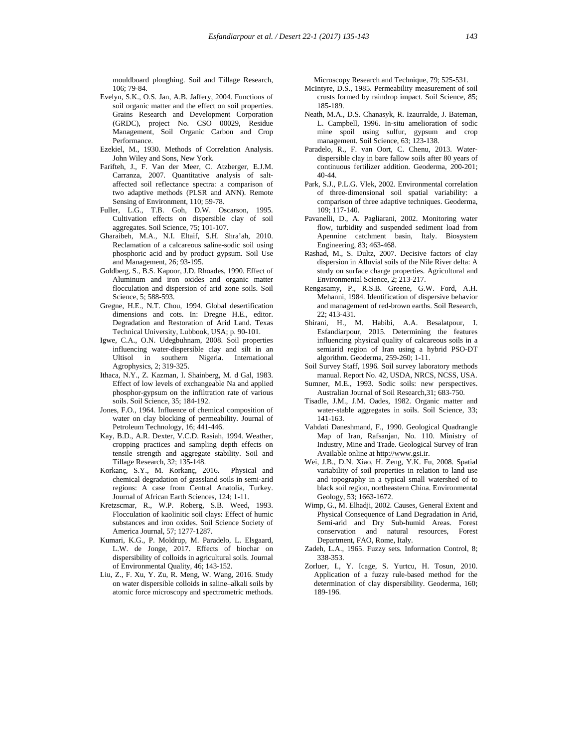mouldboard ploughing. Soil and Tillage Research, 106; 79-84.

Evelyn, S.K., O.S. Jan, A.B. Jaffery, 2004. Functions of soil organic matter and the effect on soil properties. Grains Research and Development Corporation (GRDC), project No. CSO 00029, Residue Management, Soil Organic Carbon and Crop Performance.

Ezekiel, M., 1930. Methods of Correlation Analysis. John Wiley and Sons, New York.

Farifteh, J., F. Van der Meer, C. Atzberger, E.J.M. Carranza, 2007. Quantitative analysis of salt-affected soil reflectance spectra: a comparison of two adaptive methods (PLSR and ANN). Remote Sensing of Environment, 110; 59-78.

Fuller, L.G., T.B. Goh, D.W. Oscarson, 1995. Cultivation effects on dispersible clay of soil aggregates. Soil Science, 75; 101-107.

Gharaibeh, M.A., N.I. Eltaif, S.H. Shra'ah, 2010. Reclamation of a calcareous saline-sodic soil using phosphoric acid and by product gypsum. Soil Use and Management, 26; 93-195.

Goldberg, S., B.S. Kapoor, J.D. Rhoades, 1990. Effect of Aluminum and iron oxides and organic matter flocculation and dispersion of arid zone soils. Soil Science, 5; 588-593.

Gregne, H.E., N.T. Chou, 1994. Global desertification dimensions and cots. In: Dregne H.E., editor. Degradation and Restoration of Arid Land. Texas Technical University, Lubbook, USA; p. 90-101.

Igwe, C.A., O.N. Udegbuhnam, 2008. Soil properties influencing water-dispersible clay and silt in an Ultisol in southern Nigeria. International Agrophysics, 2; 319-325.

Ithaca, N.Y., Z. Kazman, I. Shainberg, M. d Gal, 1983. Effect of low levels of exchangeable Na and applied phosphor-gypsum on the infiltration rate of various soils. Soil Science, 35; 184-192.

Jones, F.O., 1964. Influence of chemical composition of water on clay blocking of permeability. Journal of Petroleum Technology, 16; 441-446.

Kay, B.D., A.R. Dexter, V.C.D. Rasiah, 1994. Weather, cropping practices and sampling depth effects on tensile strength and aggregate stability. Soil and Tillage Research, 32; 135-148.

Korkanç, S.Y., M. Korkanç, 2016. Physical and chemical degradation of grassland soils in semi-arid regions: A case from Central Anatolia, Turkey. Journal of African Earth Sciences, 124; 1-11.

Kretzscmar, R., W.P. Roberg, S.B. Weed, 1993. Flocculation of kaolinitic soil clays: Effect of humic substances and iron oxides. Soil Science Society of America Journal, 57; 1277-1287.

Kumari, K.G., P. Moldrup, M. Paradelo, L. Elsgaard, L.W. de Jonge, 2017. Effects of biochar on dispersibility of colloids in agricultural soils. Journal of Environmental Quality, 46; 143-152.

Liu, Z., F. Xu, Y. Zu, R. Meng, W. Wang, 2016. Study on water dispersible colloids in saline–alkali soils by atomic force microscopy and spectrometric methods. Microscopy Research and Technique, 79; 525-531.

McIntyre, D.S., 1985. Permeability measurement of soil crusts formed by raindrop impact. Soil Science, 85; 185-189.

Neath, M.A., D.S. Chanasyk, R. Izaurralde, J. Bateman, L. Campbell, 1996. In-situ amelioration of sodic mine spoil using sulfur, gypsum and crop management. Soil Science, 63; 123-138.

Paradelo, R., F. van Oort, C. Chenu, 2013. Water-dispersible clay in bare fallow soils after 80 years of continuous fertilizer addition. Geoderma, 200-201; 40-44.

Park, S.J., P.L.G. Vlek, 2002. Environmental correlation of three-dimensional soil spatial variability: a comparison of three adaptive techniques. Geoderma, 109; 117-140.

Pavanelli, D., A. Pagliarani, 2002. Monitoring water flow, turbidity and suspended sediment load from Apennine catchment basin, Italy. Biosystem Engineering, 83; 463-468.

Rashad, M., S. Dultz, 2007. Decisive factors of clay dispersion in Alluvial soils of the Nile River delta: A study on surface charge properties. Agricultural and Environmental Science, 2; 213-217.

Rengasamy, P., R.S.B. Greene, G.W. Ford, A.H. Mehanni, 1984. Identification of dispersive behavior and management of red-brown earths. Soil Research, 22; 413-431.

Shirani, H., M. Habibi, A.A. Besalatpour, I. Esfandiarpour, 2015. Determining the features influencing physical quality of calcareous soils in a semiarid region of Iran using a hybrid PSO-DT algorithm. Geoderma, 259-260; 1-11.

Soil Survey Staff, 1996. Soil survey laboratory methods manual. Report No. 42, USDA, NRCS, NCSS, USA.

Sumner, M.E., 1993. Sodic soils: new perspectives. Australian Journal of Soil Research,31; 683-750.

Tisadle, J.M., J.M. Oades, 1982. Organic matter and water-stable aggregates in soils. Soil Science, 33; 141-163.

Vahdati Daneshmand, F., 1990. Geological Quadrangle Map of Iran, Rafsanjan, No. 110. Ministry of Industry, Mine and Trade. Geological Survey of Iran Available online at http://www.gsi.ir.

Wei, J.B., D.N. Xiao, H. Zeng, Y.K. Fu, 2008. Spatial variability of soil properties in relation to land use and topography in a typical small watershed of to black soil region, northeastern China. Environmental Geology, 53; 1663-1672.

Wimp, G., M. Elhadji, 2002. Causes, General Extent and Physical Consequence of Land Degradation in Arid, Semi-arid and Dry Sub-humid Areas. Forest conservation and natural resources, Forest Department, FAO, Rome, Italy.

Zadeh, L.A., 1965. Fuzzy sets. Information Control, 8; 338-353.

Zorluer, I., Y. Icage, S. Yurtcu, H. Tosun, 2010. Application of a fuzzy rule-based method for the determination of clay dispersibility. Geoderma, 160; 189-196.